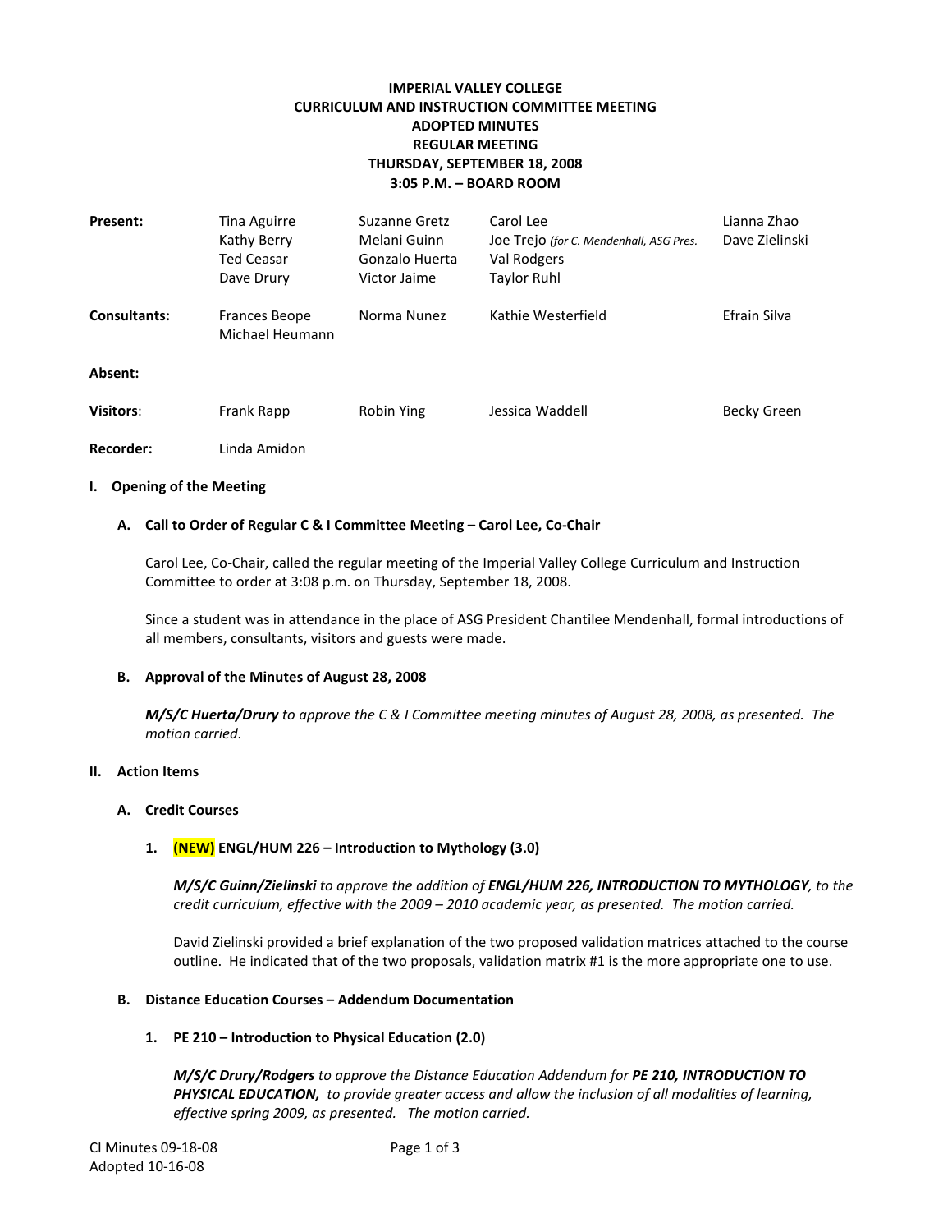# IMPERIAL VALLEY COLLEGE
## CURRICULUM AND INSTRUCTION COMMITTEE MEETING
## ADOPTED MINUTES
## REGULAR MEETING
## THURSDAY, SEPTEMBER 18, 2008
## 3:05 P.M. – BOARD ROOM

| | | | | |
|---|---|---|---|---|
| **Present:** | Tina Aguirre<br>Kathy Berry<br>Ted Ceasar<br>Dave Drury | Suzanne Gretz<br>Melani Guinn<br>Gonzalo Huerta<br>Victor Jaime | Carol Lee<br>Joe Trejo *(for C. Mendenhall, ASG Pres.*<br>Val Rodgers<br>Taylor Ruhl | Lianna Zhao<br>Dave Zielinski |
| **Consultants:** | Frances Beope<br>Michael Heumann | Norma Nunez | Kathie Westerfield | Efrain Silva |
| **Absent:** | | | | |
| **Visitors**: | Frank Rapp | Robin Ying | Jessica Waddell | Becky Green |
| **Recorder:** | Linda Amidon | | | |

### I. Opening of the Meeting

#### A. Call to Order of Regular C & I Committee Meeting – Carol Lee, Co-Chair

Carol Lee, Co-Chair, called the regular meeting of the Imperial Valley College Curriculum and Instruction Committee to order at 3:08 p.m. on Thursday, September 18, 2008.

Since a student was in attendance in the place of ASG President Chantilee Mendenhall, formal introductions of all members, consultants, visitors and guests were made.

#### B. Approval of the Minutes of August 28, 2008

***M/S/C Huerta/Drury*** *to approve the C & I Committee meeting minutes of August 28, 2008, as presented. The motion carried.*

### II. Action Items

#### A. Credit Courses

1. **(NEW) ENGL/HUM 226 – Introduction to Mythology (3.0)**

   ***M/S/C Guinn/Zielinski*** *to approve the addition of* ***ENGL/HUM 226, INTRODUCTION TO MYTHOLOGY****, to the credit curriculum, effective with the 2009 – 2010 academic year, as presented. The motion carried.*

   David Zielinski provided a brief explanation of the two proposed validation matrices attached to the course outline. He indicated that of the two proposals, validation matrix #1 is the more appropriate one to use.

#### B. Distance Education Courses – Addendum Documentation

1. **PE 210 – Introduction to Physical Education (2.0)**

   ***M/S/C Drury/Rodgers*** *to approve the Distance Education Addendum for* ***PE 210, INTRODUCTION TO PHYSICAL EDUCATION,*** *to provide greater access and allow the inclusion of all modalities of learning, effective spring 2009, as presented. The motion carried.*

CI Minutes 09-18-08
Adopted 10-16-08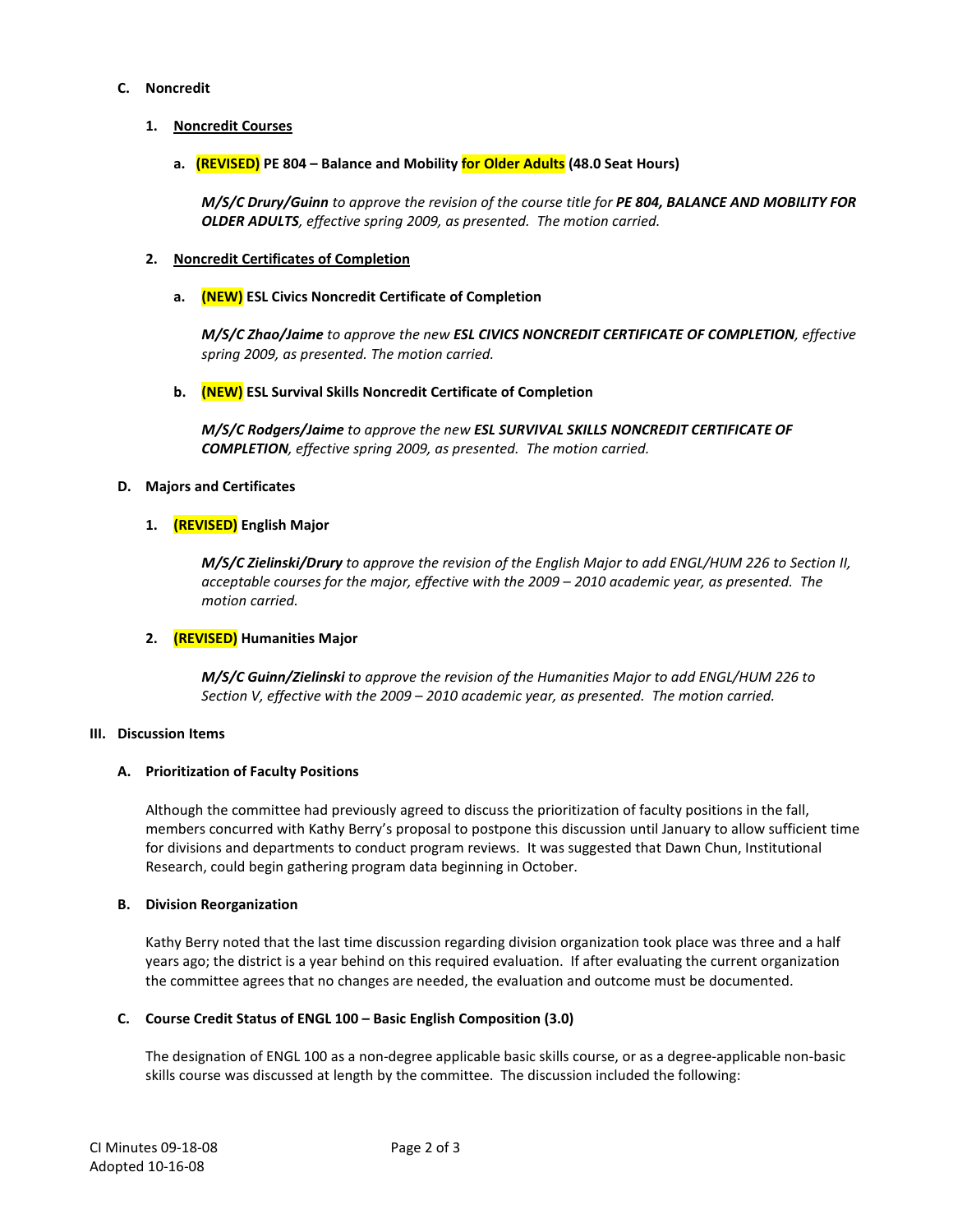**C. Noncredit**

**1. Noncredit Courses**

**a. (REVISED) PE 804 – Balance and Mobility for Older Adults (48.0 Seat Hours)**

***M/S/C Drury/Guinn*** *to approve the revision of the course title for* ***PE 804, BALANCE AND MOBILITY FOR OLDER ADULTS****, effective spring 2009, as presented. The motion carried.*

**2. Noncredit Certificates of Completion**

**a. (NEW) ESL Civics Noncredit Certificate of Completion**

***M/S/C Zhao/Jaime*** *to approve the new* ***ESL CIVICS NONCREDIT CERTIFICATE OF COMPLETION****, effective spring 2009, as presented. The motion carried.*

**b. (NEW) ESL Survival Skills Noncredit Certificate of Completion**

***M/S/C Rodgers/Jaime*** *to approve the new* ***ESL SURVIVAL SKILLS NONCREDIT CERTIFICATE OF COMPLETION****, effective spring 2009, as presented. The motion carried.*

**D. Majors and Certificates**

**1. (REVISED) English Major**

***M/S/C Zielinski/Drury*** *to approve the revision of the English Major to add ENGL/HUM 226 to Section II, acceptable courses for the major, effective with the 2009 – 2010 academic year, as presented. The motion carried.*

**2. (REVISED) Humanities Major**

***M/S/C Guinn/Zielinski*** *to approve the revision of the Humanities Major to add ENGL/HUM 226 to Section V, effective with the 2009 – 2010 academic year, as presented. The motion carried.*

**III. Discussion Items**

**A. Prioritization of Faculty Positions**

Although the committee had previously agreed to discuss the prioritization of faculty positions in the fall, members concurred with Kathy Berry's proposal to postpone this discussion until January to allow sufficient time for divisions and departments to conduct program reviews. It was suggested that Dawn Chun, Institutional Research, could begin gathering program data beginning in October.

**B. Division Reorganization**

Kathy Berry noted that the last time discussion regarding division organization took place was three and a half years ago; the district is a year behind on this required evaluation. If after evaluating the current organization the committee agrees that no changes are needed, the evaluation and outcome must be documented.

**C. Course Credit Status of ENGL 100 – Basic English Composition (3.0)**

The designation of ENGL 100 as a non-degree applicable basic skills course, or as a degree-applicable non-basic skills course was discussed at length by the committee. The discussion included the following:

CI Minutes 09-18-08
Adopted 10-16-08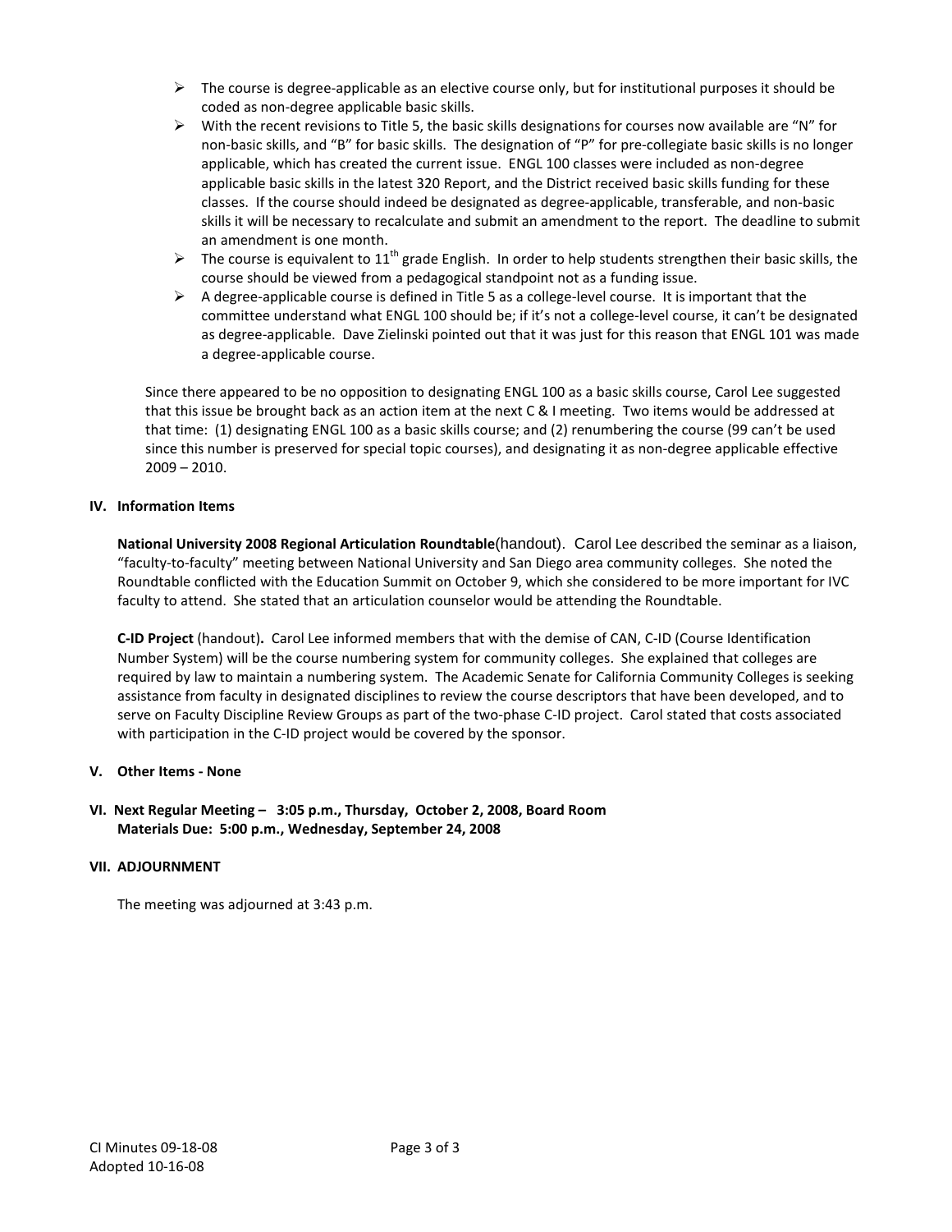- The course is degree-applicable as an elective course only, but for institutional purposes it should be coded as non-degree applicable basic skills.
- With the recent revisions to Title 5, the basic skills designations for courses now available are "N" for non-basic skills, and "B" for basic skills. The designation of "P" for pre-collegiate basic skills is no longer applicable, which has created the current issue. ENGL 100 classes were included as non-degree applicable basic skills in the latest 320 Report, and the District received basic skills funding for these classes. If the course should indeed be designated as degree-applicable, transferable, and non-basic skills it will be necessary to recalculate and submit an amendment to the report. The deadline to submit an amendment is one month.
- The course is equivalent to 11th grade English. In order to help students strengthen their basic skills, the course should be viewed from a pedagogical standpoint not as a funding issue.
- A degree-applicable course is defined in Title 5 as a college-level course. It is important that the committee understand what ENGL 100 should be; if it's not a college-level course, it can't be designated as degree-applicable. Dave Zielinski pointed out that it was just for this reason that ENGL 101 was made a degree-applicable course.

Since there appeared to be no opposition to designating ENGL 100 as a basic skills course, Carol Lee suggested that this issue be brought back as an action item at the next C & I meeting. Two items would be addressed at that time: (1) designating ENGL 100 as a basic skills course; and (2) renumbering the course (99 can't be used since this number is preserved for special topic courses), and designating it as non-degree applicable effective 2009 – 2010.

## IV. Information Items

**National University 2008 Regional Articulation Roundtable**(handout). Carol Lee described the seminar as a liaison, "faculty-to-faculty" meeting between National University and San Diego area community colleges. She noted the Roundtable conflicted with the Education Summit on October 9, which she considered to be more important for IVC faculty to attend. She stated that an articulation counselor would be attending the Roundtable.

**C-ID Project** (handout)**.** Carol Lee informed members that with the demise of CAN, C-ID (Course Identification Number System) will be the course numbering system for community colleges. She explained that colleges are required by law to maintain a numbering system. The Academic Senate for California Community Colleges is seeking assistance from faculty in designated disciplines to review the course descriptors that have been developed, and to serve on Faculty Discipline Review Groups as part of the two-phase C-ID project. Carol stated that costs associated with participation in the C-ID project would be covered by the sponsor.

## V. Other Items - None

## VI. Next Regular Meeting – 3:05 p.m., Thursday, October 2, 2008, Board Room

**Materials Due: 5:00 p.m., Wednesday, September 24, 2008**

## VII. ADJOURNMENT

The meeting was adjourned at 3:43 p.m.

CI Minutes 09-18-08
Adopted 10-16-08